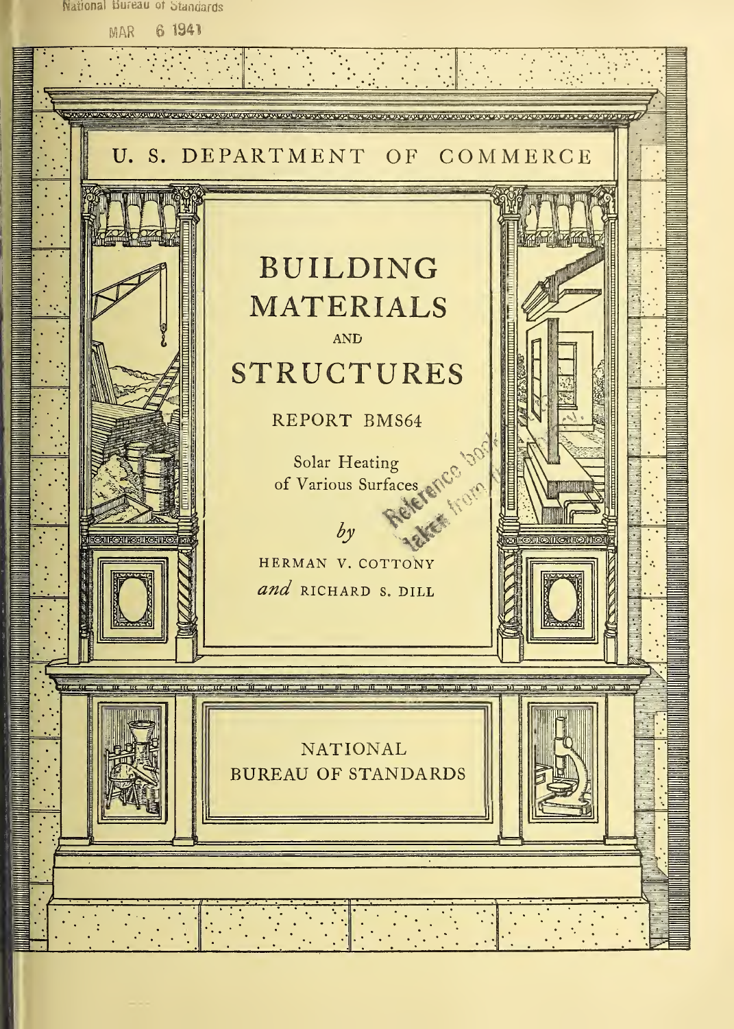National Bureau of Standards

MAR 6 1941

U. S. DEPARTMENT OF COMMERCE

# BUILDING MATERIALS AND STRUCTURES

## REPORT BMS64

Solar Heating of Various Surfaces

*by*

HERMAN V. COTTONY *and* RICHARD S. DILL

NATIONAL BUREAU OF STANDARDS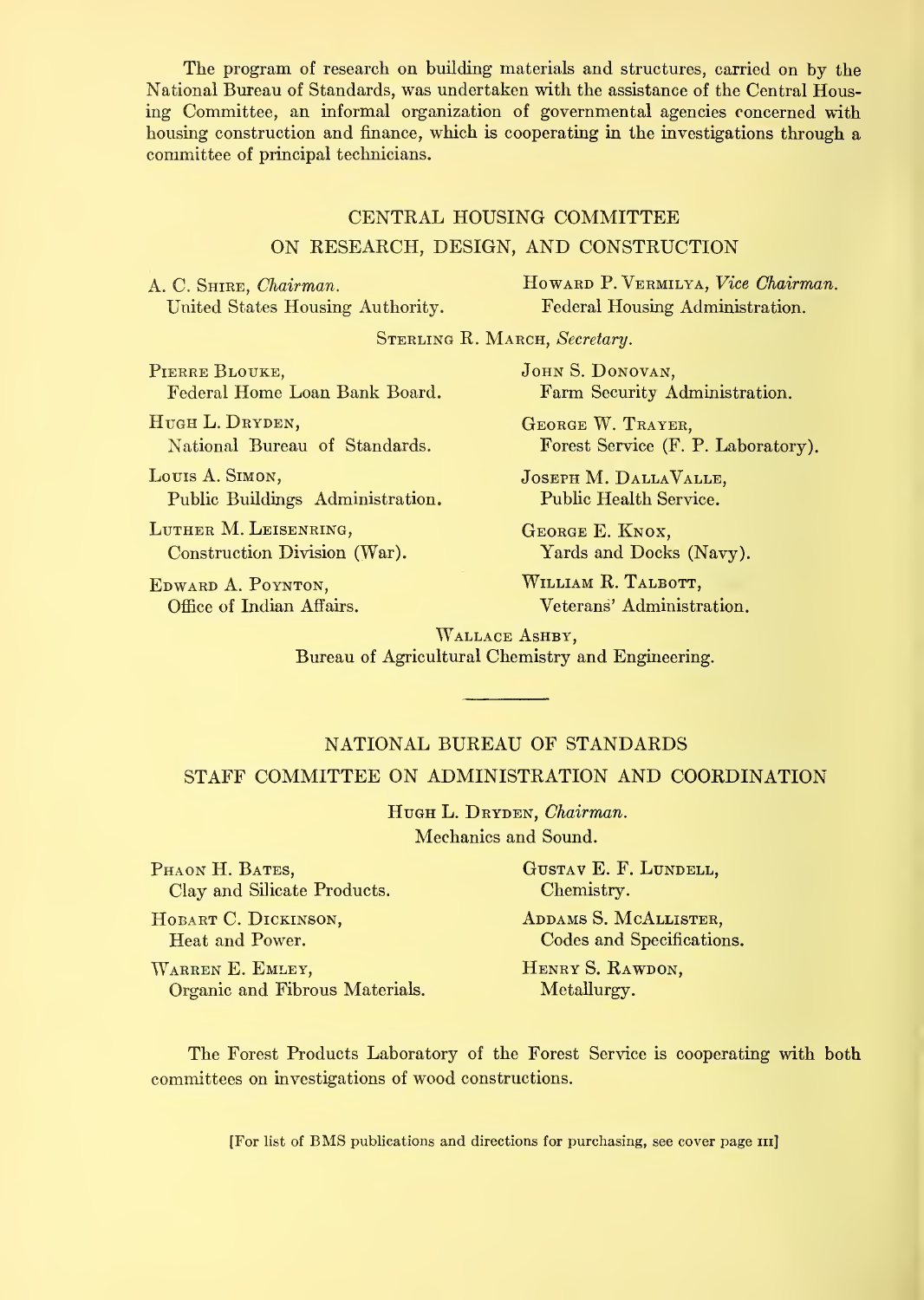The program of research on building materials and structures, carried on by the National Bureau of Standards, was undertaken with the assistance of the Central Housing Committee, an informal organization of governmental agencies concerned with housing construction and finance, which is cooperating in the investigations through a committee of principal technicians.

## CENTRAL HOUSING COMMITTEE
## ON RESEARCH, DESIGN, AND CONSTRUCTION

A. C. Shire, *Chairman.*
United States Housing Authority.

Howard P. Vermilya, *Vice Chairman.*
Federal Housing Administration.

Sterling R. March, *Secretary.*

Pierre Blouke,
Federal Home Loan Bank Board.

John S. Donovan,
Farm Security Administration.

Hugh L. Dryden,
National Bureau of Standards.

George W. Trayer,
Forest Service (F. P. Laboratory).

Louis A. Simon,
Public Buildings Administration.

Joseph M. DallaValle,
Public Health Service.

Luther M. Leisenring,
Construction Division (War).

George E. Knox,
Yards and Docks (Navy).

Edward A. Poynton,
Office of Indian Affairs.

William R. Talbott,
Veterans' Administration.

Wallace Ashby,
Bureau of Agricultural Chemistry and Engineering.

---

## NATIONAL BUREAU OF STANDARDS
## STAFF COMMITTEE ON ADMINISTRATION AND COORDINATION

Hugh L. Dryden, *Chairman.*
Mechanics and Sound.

Phaon H. Bates,
Clay and Silicate Products.

Gustav E. F. Lundell,
Chemistry.

Hobart C. Dickinson,
Heat and Power.

Addams S. McAllister,
Codes and Specifications.

Warren E. Emley,
Organic and Fibrous Materials.

Henry S. Rawdon,
Metallurgy.

The Forest Products Laboratory of the Forest Service is cooperating with both committees on investigations of wood constructions.

[For list of BMS publications and directions for purchasing, see cover page III]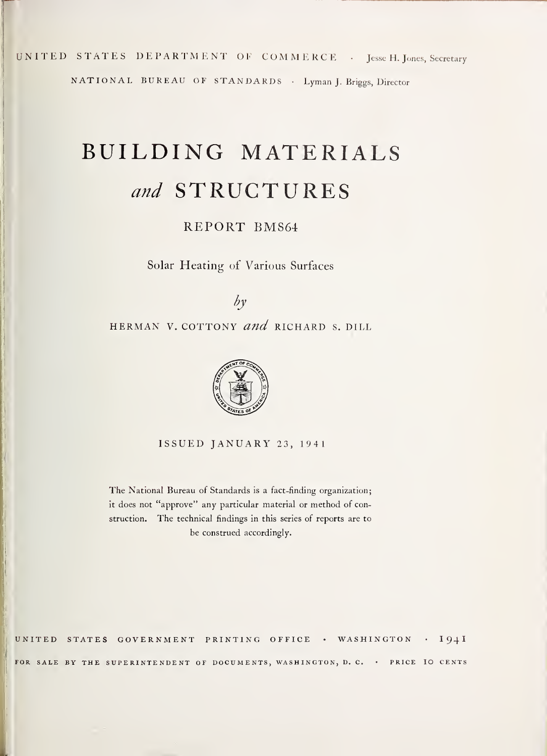UNITED STATES DEPARTMENT OF COMMERCE · Jesse H. Jones, Secretary

NATIONAL BUREAU OF STANDARDS · Lyman J. Briggs, Director

# BUILDING MATERIALS *and* STRUCTURES

## REPORT BMS64

### Solar Heating of Various Surfaces

*by*

HERMAN V. COTTONY *and* RICHARD S. DILL

ISSUED JANUARY 23, 1941

The National Bureau of Standards is a fact-finding organization; it does not "approve" any particular material or method of construction. The technical findings in this series of reports are to be construed accordingly.

UNITED STATES GOVERNMENT PRINTING OFFICE · WASHINGTON · 1941

FOR SALE BY THE SUPERINTENDENT OF DOCUMENTS, WASHINGTON, D. C. · PRICE 10 CENTS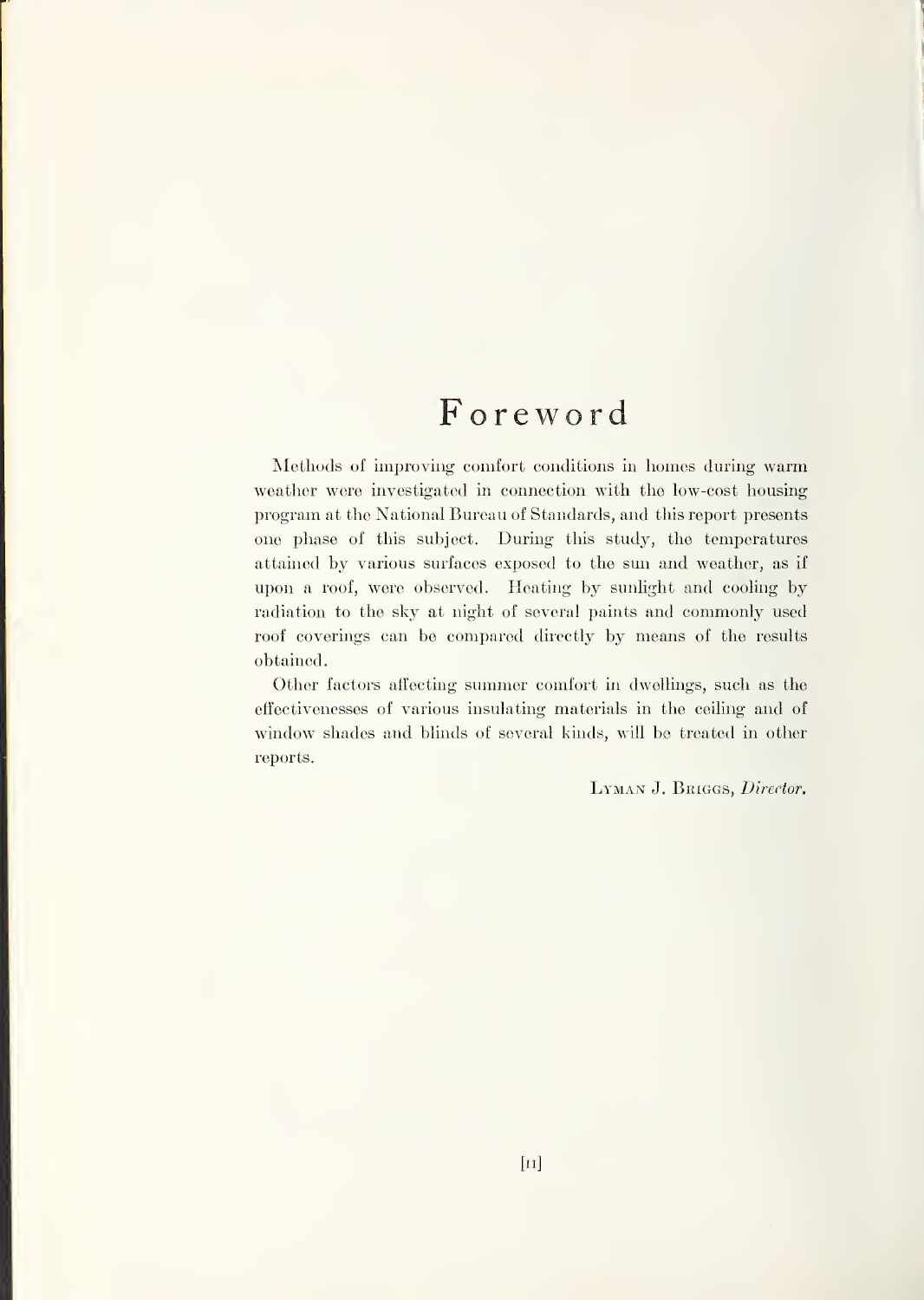# Foreword

Methods of improving comfort conditions in homes during warm weather were investigated in connection with the low-cost housing program at the National Bureau of Standards, and this report presents one phase of this subject. During this study, the temperatures attained by various surfaces exposed to the sun and weather, as if upon a roof, were observed. Heating by sunlight and cooling by radiation to the sky at night of several paints and commonly used roof coverings can be compared directly by means of the results obtained.

Other factors affecting summer comfort in dwellings, such as the effectivenesses of various insulating materials in the ceiling and of window shades and blinds of several kinds, will be treated in other reports.

Lyman J. Briggs, *Director.*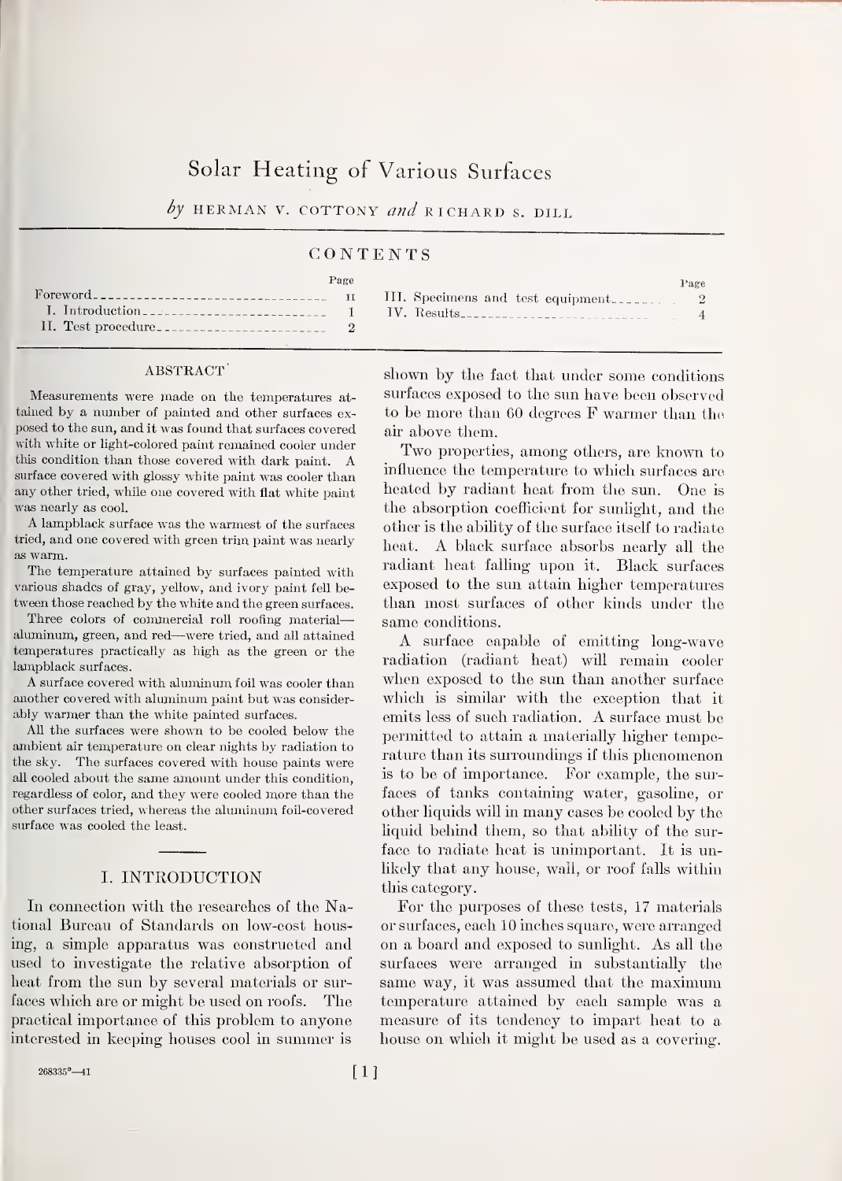# Solar Heating of Various Surfaces

*by* HERMAN V. COTTONY *and* RICHARD S. DILL

## CONTENTS

| | Page |
|---|---|
| Foreword | II |
| I. Introduction | 1 |
| II. Test procedure | 2 |
| III. Specimens and test equipment | 2 |
| IV. Results | 4 |

## ABSTRACT

Measurements were made on the temperatures attained by a number of painted and other surfaces exposed to the sun, and it was found that surfaces covered with white or light-colored paint remained cooler under this condition than those covered with dark paint. A surface covered with glossy white paint was cooler than any other tried, while one covered with flat white paint was nearly as cool.

A lampblack surface was the warmest of the surfaces tried, and one covered with green trim paint was nearly as warm.

The temperature attained by surfaces painted with various shades of gray, yellow, and ivory paint fell between those reached by the white and the green surfaces.

Three colors of commercial roll roofing material—aluminum, green, and red—were tried, and all attained temperatures practically as high as the green or the lampblack surfaces.

A surface covered with aluminum foil was cooler than another covered with aluminum paint but was considerably warmer than the white painted surfaces.

All the surfaces were shown to be cooled below the ambient air temperature on clear nights by radiation to the sky. The surfaces covered with house paints were all cooled about the same amount under this condition, regardless of color, and they were cooled more than the other surfaces tried, whereas the aluminum foil-covered surface was cooled the least.

## I. INTRODUCTION

In connection with the researches of the National Bureau of Standards on low-cost housing, a simple apparatus was constructed and used to investigate the relative absorption of heat from the sun by several materials or surfaces which are or might be used on roofs. The practical importance of this problem to anyone interested in keeping houses cool in summer is shown by the fact that under some conditions surfaces exposed to the sun have been observed to be more than 60 degrees F warmer than the air above them.

Two properties, among others, are known to influence the temperature to which surfaces are heated by radiant heat from the sun. One is the absorption coefficient for sunlight, and the other is the ability of the surface itself to radiate heat. A black surface absorbs nearly all the radiant heat falling upon it. Black surfaces exposed to the sun attain higher temperatures than most surfaces of other kinds under the same conditions.

A surface capable of emitting long-wave radiation (radiant heat) will remain cooler when exposed to the sun than another surface which is similar with the exception that it emits less of such radiation. A surface must be permitted to attain a materially higher temperature than its surroundings if this phenomenon is to be of importance. For example, the surfaces of tanks containing water, gasoline, or other liquids will in many cases be cooled by the liquid behind them, so that ability of the surface to radiate heat is unimportant. It is unlikely that any house, wall, or roof falls within this category.

For the purposes of these tests, 17 materials or surfaces, each 10 inches square, were arranged on a board and exposed to sunlight. As all the surfaces were arranged in substantially the same way, it was assumed that the maximum temperature attained by each sample was a measure of its tendency to impart heat to a house on which it might be used as a covering.

268335°—41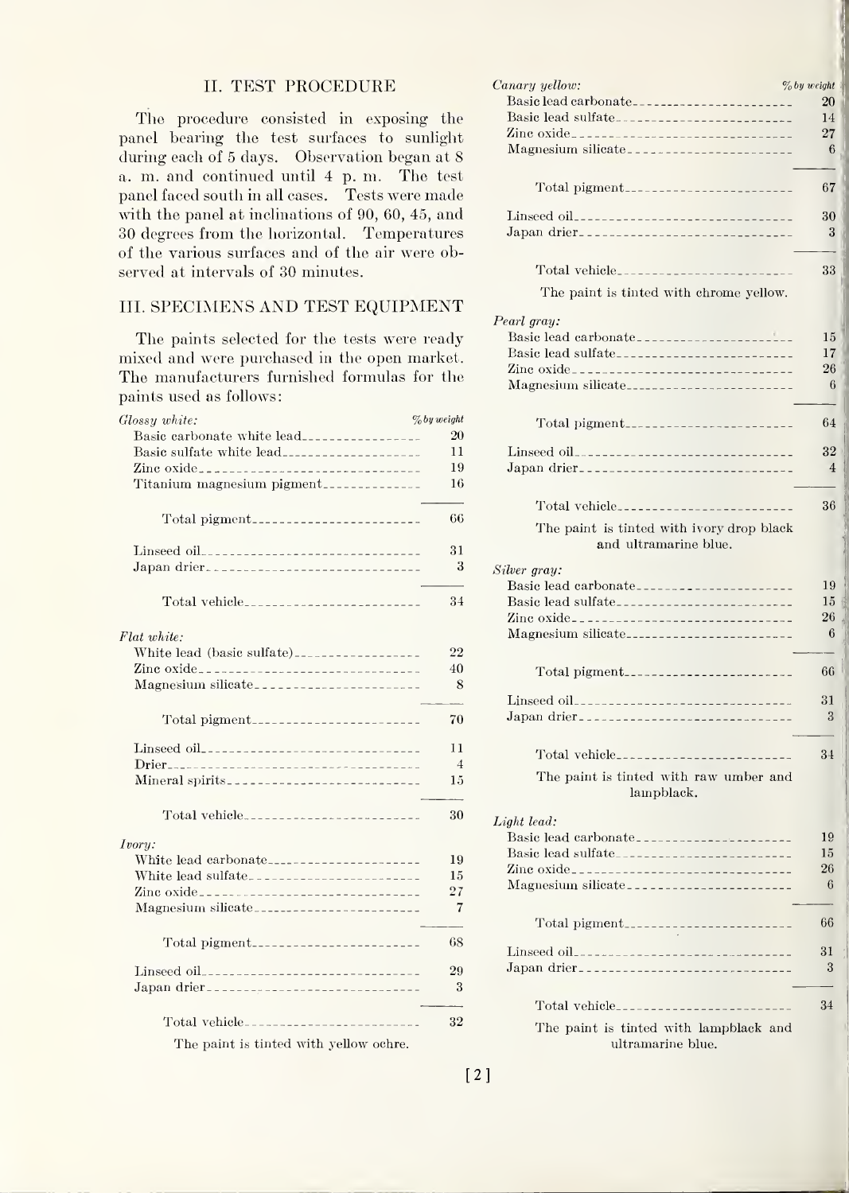## II. TEST PROCEDURE

The procedure consisted in exposing the panel bearing the test surfaces to sunlight during each of 5 days. Observation began at 8 a. m. and continued until 4 p. m. The test panel faced south in all cases. Tests were made with the panel at inclinations of 90, 60, 45, and 30 degrees from the horizontal. Temperatures of the various surfaces and of the air were observed at intervals of 30 minutes.

## III. SPECIMENS AND TEST EQUIPMENT

The paints selected for the tests were ready mixed and were purchased in the open market. The manufacturers furnished formulas for the paints used as follows:

| | % by weight |
|---|---|
| *Glossy white:* | |
| Basic carbonate white lead | 20 |
| Basic sulfate white lead | 11 |
| Zinc oxide | 19 |
| Titanium magnesium pigment | 16 |
| Total pigment | 66 |
| Linseed oil | 31 |
| Japan drier | 3 |
| Total vehicle | 34 |
| *Flat white:* | |
| White lead (basic sulfate) | 22 |
| Zinc oxide | 40 |
| Magnesium silicate | 8 |
| Total pigment | 70 |
| Linseed oil | 11 |
| Drier | 4 |
| Mineral spirits | 15 |
| Total vehicle | 30 |
| *Ivory:* | |
| White lead carbonate | 19 |
| White lead sulfate | 15 |
| Zinc oxide | 27 |
| Magnesium silicate | 7 |
| Total pigment | 68 |
| Linseed oil | 29 |
| Japan drier | 3 |
| Total vehicle | 32 |

The paint is tinted with yellow ochre.

| | % by weight |
|---|---|
| *Canary yellow:* | |
| Basic lead carbonate | 20 |
| Basic lead sulfate | 14 |
| Zinc oxide | 27 |
| Magnesium silicate | 6 |
| Total pigment | 67 |
| Linseed oil | 30 |
| Japan drier | 3 |
| Total vehicle | 33 |

The paint is tinted with chrome yellow.

| | % by weight |
|---|---|
| *Pearl gray:* | |
| Basic lead carbonate | 15 |
| Basic lead sulfate | 17 |
| Zinc oxide | 26 |
| Magnesium silicate | 6 |
| Total pigment | 64 |
| Linseed oil | 32 |
| Japan drier | 4 |
| Total vehicle | 36 |

The paint is tinted with ivory drop black and ultramarine blue.

| | % by weight |
|---|---|
| *Silver gray:* | |
| Basic lead carbonate | 19 |
| Basic lead sulfate | 15 |
| Zinc oxide | 26 |
| Magnesium silicate | 6 |
| Total pigment | 66 |
| Linseed oil | 31 |
| Japan drier | 3 |
| Total vehicle | 34 |

The paint is tinted with raw umber and lampblack.

| | % by weight |
|---|---|
| *Light lead:* | |
| Basic lead carbonate | 19 |
| Basic lead sulfate | 15 |
| Zinc oxide | 26 |
| Magnesium silicate | 6 |
| Total pigment | 66 |
| Linseed oil | 31 |
| Japan drier | 3 |
| Total vehicle | 34 |

The paint is tinted with lampblack and ultramarine blue.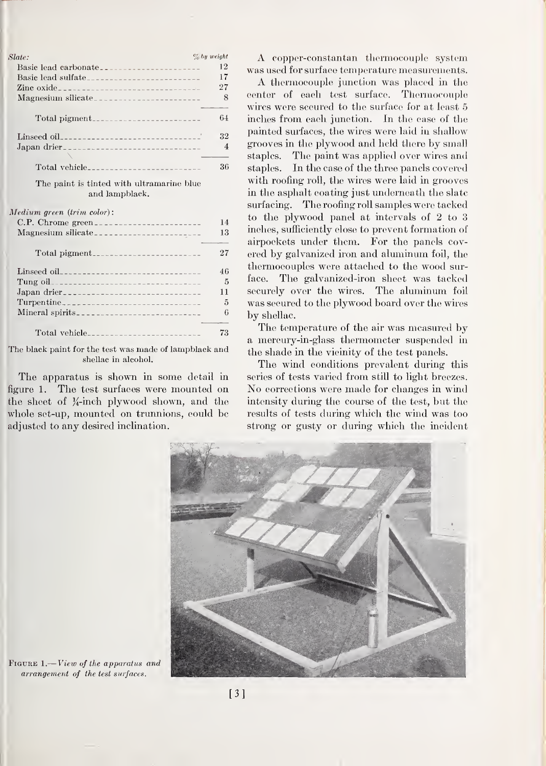*Slate:*

| | % by weight |
| --- | --- |
| Basic lead carbonate | 12 |
| Basic lead sulfate | 17 |
| Zinc oxide | 27 |
| Magnesium silicate | 8 |
| Total pigment | 64 |
| Linseed oil | 32 |
| Japan drier | 4 |
| Total vehicle | 36 |

The paint is tinted with ultramarine blue and lampblack.

*Medium green (trim color):*

| | |
| --- | --- |
| C.P. Chrome green | 14 |
| Magnesium silicate | 13 |
| Total pigment | 27 |
| Linseed oil | 46 |
| Tung oil | 5 |
| Japan drier | 11 |
| Turpentine | 5 |
| Mineral spirits | 6 |
| Total vehicle | 73 |

The black paint for the test was made of lampblack and shellac in alcohol.

The apparatus is shown in some detail in figure 1. The test surfaces were mounted on the sheet of ¼-inch plywood shown, and the whole set-up, mounted on trunnions, could be adjusted to any desired inclination.

A copper-constantan thermocouple system was used for surface temperature measurements.

A thermocouple junction was placed in the center of each test surface. Thermocouple wires were secured to the surface for at least 5 inches from each junction. In the case of the painted surfaces, the wires were laid in shallow grooves in the plywood and held there by small staples. The paint was applied over wires and staples. In the case of the three panels covered with roofing roll, the wires were laid in grooves in the asphalt coating just underneath the slate surfacing. The roofing roll samples were tacked to the plywood panel at intervals of 2 to 3 inches, sufficiently close to prevent formation of airpockets under them. For the panels covered by galvanized iron and aluminum foil, the thermocouples were attached to the wood surface. The galvanized-iron sheet was tacked securely over the wires. The aluminum foil was secured to the plywood board over the wires by shellac.

The temperature of the air was measured by a mercury-in-glass thermometer suspended in the shade in the vicinity of the test panels.

The wind conditions prevalent during this series of tests varied from still to light breezes. No corrections were made for changes in wind intensity during the course of the test, but the results of tests during which the wind was too strong or gusty or during which the incident

FIGURE 1.—*View of the apparatus and arrangement of the test surfaces.*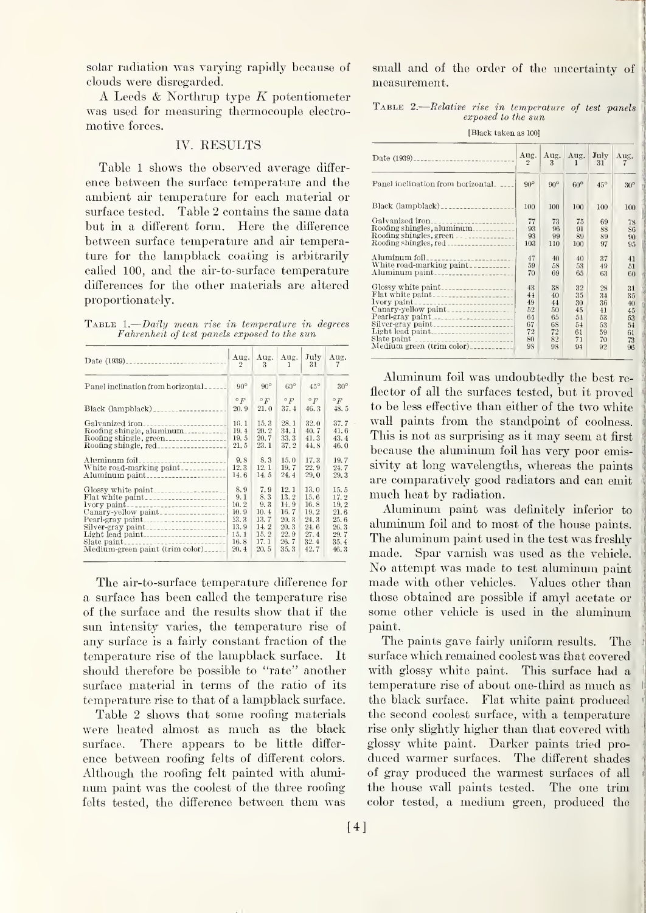solar radiation was varying rapidly because of clouds were disregarded.

A Leeds & Northrup type $K$ potentiometer was used for measuring thermocouple electromotive forces.

## IV. RESULTS

Table 1 shows the observed average difference between the surface temperature and the ambient air temperature for each material or surface tested. Table 2 contains the same data but in a different form. Here the difference between surface temperature and air temperature for the lampblack coating is arbitrarily called 100, and the air-to-surface temperature differences for the other materials are altered proportionately.

TABLE 1.—*Daily mean rise in temperature in degrees Fahrenheit of test panels exposed to the sun*

| Date (1939) | Aug. 2 | Aug. 3 | Aug. 1 | July 31 | Aug. 7 |
|---|---|---|---|---|---|
| Panel inclination from horizontal | 90° | 90° | 60° | 45° | 30° |
| | °F | °F | °F | °F | °F |
| Black (lampblack) | 20.9 | 21.0 | 37.4 | 46.3 | 48.5 |
| Galvanized iron | 16.1 | 15.3 | 28.1 | 32.0 | 37.7 |
| Roofing shingle, aluminum | 19.4 | 20.2 | 34.1 | 40.7 | 41.6 |
| Roofing shingle, green | 19.5 | 20.7 | 33.3 | 41.3 | 43.4 |
| Roofing shingle, red | 21.5 | 23.1 | 37.2 | 44.8 | 46.0 |
| Aluminum foil | 9.8 | 8.3 | 15.0 | 17.3 | 19.7 |
| White road-marking paint | 12.3 | 12.1 | 19.7 | 22.9 | 24.7 |
| Aluminum paint | 14.6 | 14.5 | 24.4 | 29.0 | 29.3 |
| Glossy white paint | 8.9 | 7.9 | 12.1 | 13.0 | 15.5 |
| Flat white paint | 9.1 | 8.3 | 13.2 | 15.6 | 17.2 |
| Ivory paint | 10.2 | 9.3 | 14.9 | 16.8 | 19.2 |
| Canary-yellow paint | 10.9 | 10.4 | 16.7 | 19.2 | 21.6 |
| Pearl-gray paint | 13.3 | 13.7 | 20.3 | 24.3 | 25.6 |
| Silver-gray paint | 13.9 | 14.2 | 20.3 | 24.6 | 26.3 |
| Light lead paint | 15.1 | 15.2 | 22.9 | 27.4 | 29.7 |
| Slate paint | 16.8 | 17.1 | 26.7 | 32.4 | 35.4 |
| Medium-green paint (trim color) | 20.4 | 20.5 | 35.3 | 42.7 | 46.3 |

The air-to-surface temperature difference for a surface has been called the temperature rise of the surface and the results show that if the sun intensity varies, the temperature rise of any surface is a fairly constant fraction of the temperature rise of the lampblack surface. It should therefore be possible to "rate" another surface material in terms of the ratio of its temperature rise to that of a lampblack surface.

Table 2 shows that some roofing materials were heated almost as much as the black surface. There appears to be little difference between roofing felts of different colors. Although the roofing felt painted with aluminum paint was the coolest of the three roofing felts tested, the difference between them was small and of the order of the uncertainty of measurement.

TABLE 2.—*Relative rise in temperature of test panels exposed to the sun*

[Black taken as 100]

| Date (1939) | Aug. 2 | Aug. 3 | Aug. 1 | July 31 | Aug. 7 |
|---|---|---|---|---|---|
| Panel inclination from horizontal | 90° | 90° | 60° | 45° | 30° |
| Black (lampblack) | 100 | 100 | 100 | 100 | 100 |
| Galvanized iron | 77 | 73 | 75 | 69 | 78 |
| Roofing shingles, aluminum | 93 | 96 | 91 | 88 | 86 |
| Roofing shingles, green | 93 | 99 | 89 | 89 | 90 |
| Roofing shingles, red | 103 | 110 | 100 | 97 | 95 |
| Aluminum foil | 47 | 40 | 40 | 37 | 41 |
| White road-marking paint | 59 | 58 | 53 | 49 | 51 |
| Aluminum paint | 70 | 69 | 65 | 63 | 60 |
| Glossy white paint | 43 | 38 | 32 | 28 | 31 |
| Flat white paint | 44 | 40 | 35 | 34 | 35 |
| Ivory paint | 49 | 44 | 30 | 36 | 40 |
| Canary-yellow paint | 52 | 50 | 45 | 41 | 45 |
| Pearl-gray paint | 64 | 65 | 54 | 53 | 53 |
| Silver-gray paint | 67 | 68 | 54 | 53 | 54 |
| Light lead paint | 72 | 72 | 61 | 59 | 61 |
| Slate paint | 80 | 82 | 71 | 70 | 73 |
| Medium green (trim color) | 98 | 98 | 94 | 92 | 96 |

Aluminum foil was undoubtedly the best reflector of all the surfaces tested, but it proved to be less effective than either of the two white wall paints from the standpoint of coolness. This is not as surprising as it may seem at first because the aluminum foil has very poor emissivity at long wavelengths, whereas the paints are comparatively good radiators and can emit much heat by radiation.

Aluminum paint was definitely inferior to aluminum foil and to most of the house paints. The aluminum paint used in the test was freshly made. Spar varnish was used as the vehicle. No attempt was made to test aluminum paint made with other vehicles. Values other than those obtained are possible if amyl acetate or some other vehicle is used in the aluminum paint.

The paints gave fairly uniform results. The surface which remained coolest was that covered with glossy white paint. This surface had a temperature rise of about one-third as much as the black surface. Flat white paint produced the second coolest surface, with a temperature rise only slightly higher than that covered with glossy white paint. Darker paints tried produced warmer surfaces. The different shades of gray produced the warmest surfaces of all the house wall paints tested. The one trim color tested, a medium green, produced the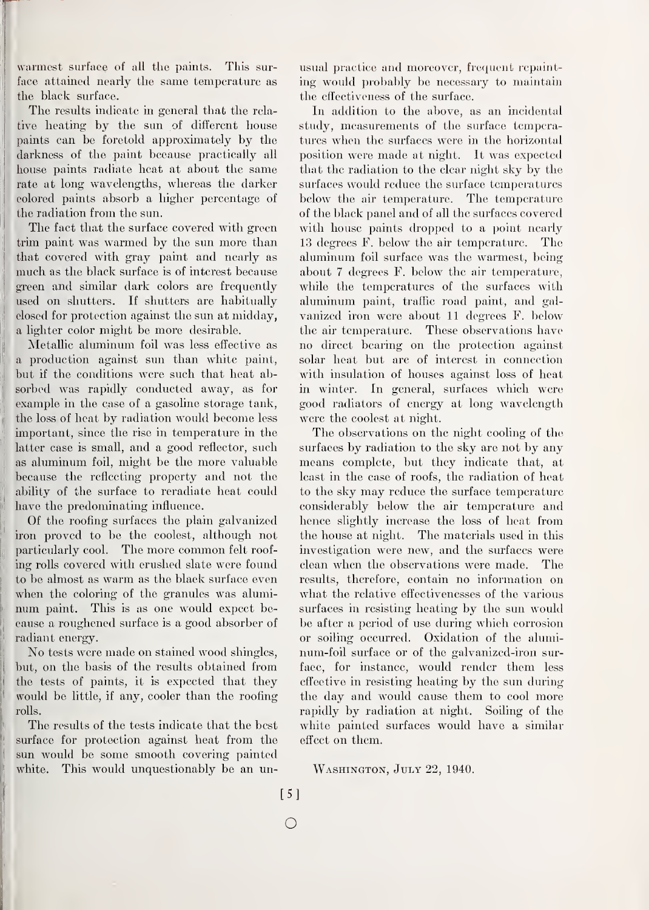warmest surface of all the paints. This surface attained nearly the same temperature as the black surface.

The results indicate in general that the relative heating by the sun of different house paints can be foretold approximately by the darkness of the paint because practically all house paints radiate heat at about the same rate at long wavelengths, whereas the darker colored paints absorb a higher percentage of the radiation from the sun.

The fact that the surface covered with green trim paint was warmed by the sun more than that covered with gray paint and nearly as much as the black surface is of interest because green and similar dark colors are frequently used on shutters. If shutters are habitually closed for protection against the sun at midday, a lighter color might be more desirable.

Metallic aluminum foil was less effective as a production against sun than white paint, but if the conditions were such that heat absorbed was rapidly conducted away, as for example in the case of a gasoline storage tank, the loss of heat by radiation would become less important, since the rise in temperature in the latter case is small, and a good reflector, such as aluminum foil, might be the more valuable because the reflecting property and not the ability of the surface to reradiate heat could have the predominating influence.

Of the roofing surfaces the plain galvanized iron proved to be the coolest, although not particularly cool. The more common felt roofing rolls covered with crushed slate were found to be almost as warm as the black surface even when the coloring of the granules was aluminum paint. This is as one would expect because a roughened surface is a good absorber of radiant energy.

No tests were made on stained wood shingles, but, on the basis of the results obtained from the tests of paints, it is expected that they would be little, if any, cooler than the roofing rolls.

The results of the tests indicate that the best surface for protection against heat from the sun would be some smooth covering painted white. This would unquestionably be an unusual practice and moreover, frequent repainting would probably be necessary to maintain the effectiveness of the surface.

In addition to the above, as an incidental study, measurements of the surface temperatures when the surfaces were in the horizontal position were made at night. It was expected that the radiation to the clear night sky by the surfaces would reduce the surface temperatures below the air temperature. The temperature of the black panel and of all the surfaces covered with house paints dropped to a point nearly 13 degrees F. below the air temperature. The aluminum foil surface was the warmest, being about 7 degrees F. below the air temperature, while the temperatures of the surfaces with aluminum paint, traffic road paint, and galvanized iron were about 11 degrees F. below the air temperature. These observations have no direct bearing on the protection against solar heat but are of interest in connection with insulation of houses against loss of heat in winter. In general, surfaces which were good radiators of energy at long wavelength were the coolest at night.

The observations on the night cooling of the surfaces by radiation to the sky are not by any means complete, but they indicate that, at least in the case of roofs, the radiation of heat to the sky may reduce the surface temperature considerably below the air temperature and hence slightly increase the loss of heat from the house at night. The materials used in this investigation were new, and the surfaces were clean when the observations were made. The results, therefore, contain no information on what the relative effectivenesses of the various surfaces in resisting heating by the sun would be after a period of use during which corrosion or soiling occurred. Oxidation of the aluminum-foil surface or of the galvanized-iron surface, for instance, would render them less effective in resisting heating by the sun during the day and would cause them to cool more rapidly by radiation at night. Soiling of the white painted surfaces would have a similar effect on them.

Washington, July 22, 1940.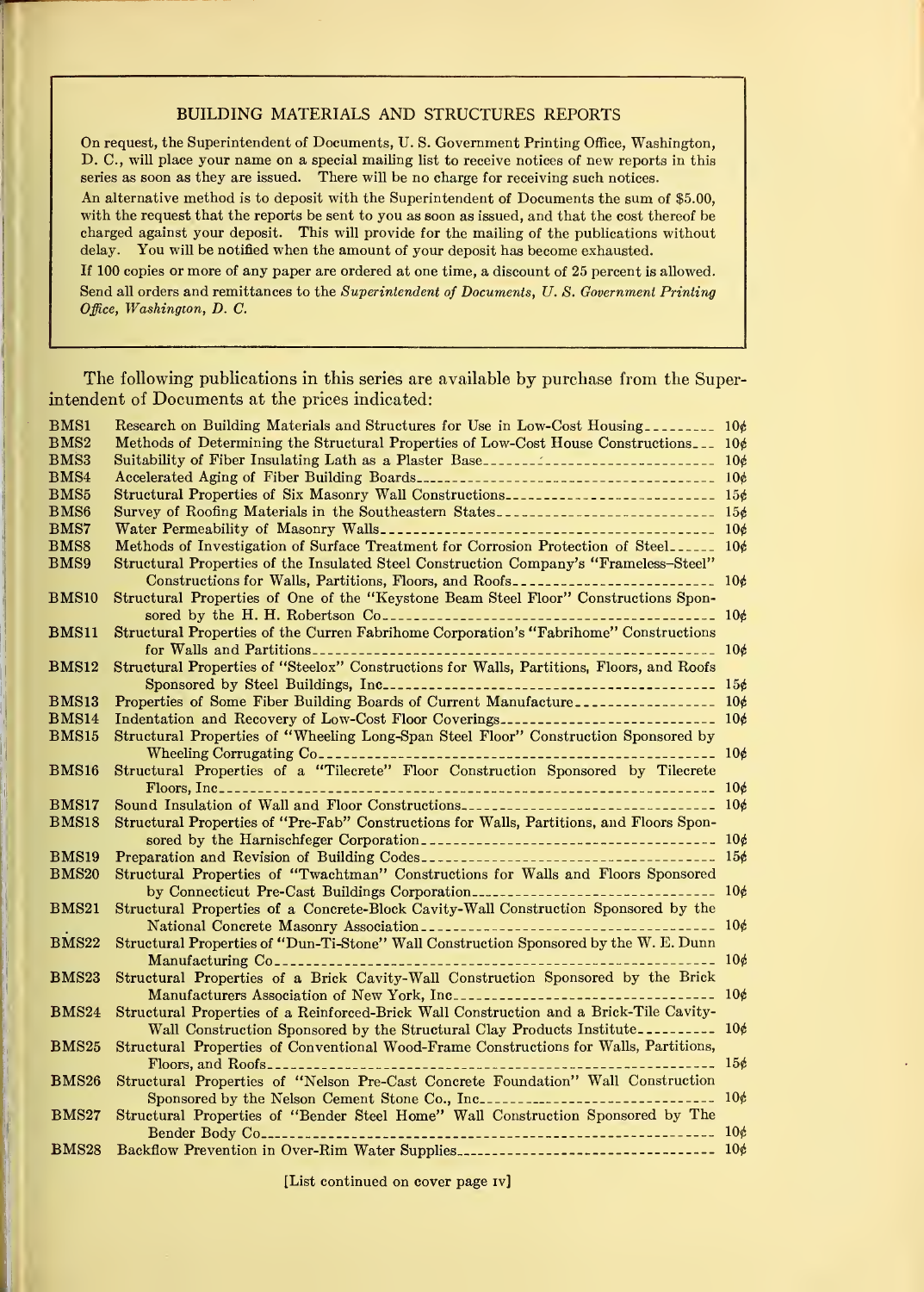## BUILDING MATERIALS AND STRUCTURES REPORTS

On request, the Superintendent of Documents, U. S. Government Printing Office, Washington, D. C., will place your name on a special mailing list to receive notices of new reports in this series as soon as they are issued. There will be no charge for receiving such notices.

An alternative method is to deposit with the Superintendent of Documents the sum of $5.00, with the request that the reports be sent to you as soon as issued, and that the cost thereof be charged against your deposit. This will provide for the mailing of the publications without delay. You will be notified when the amount of your deposit has become exhausted.

If 100 copies or more of any paper are ordered at one time, a discount of 25 percent is allowed.

Send all orders and remittances to the *Superintendent of Documents, U. S. Government Printing Office, Washington, D. C.*

The following publications in this series are available by purchase from the Superintendent of Documents at the prices indicated:

| | | |
|---|---|---|
| BMS1 | Research on Building Materials and Structures for Use in Low-Cost Housing | 10¢ |
| BMS2 | Methods of Determining the Structural Properties of Low-Cost House Constructions | 10¢ |
| BMS3 | Suitability of Fiber Insulating Lath as a Plaster Base | 10¢ |
| BMS4 | Accelerated Aging of Fiber Building Boards | 10¢ |
| BMS5 | Structural Properties of Six Masonry Wall Constructions | 15¢ |
| BMS6 | Survey of Roofing Materials in the Southeastern States | 15¢ |
| BMS7 | Water Permeability of Masonry Walls | 10¢ |
| BMS8 | Methods of Investigation of Surface Treatment for Corrosion Protection of Steel | 10¢ |
| BMS9 | Structural Properties of the Insulated Steel Construction Company's "Frameless-Steel" Constructions for Walls, Partitions, Floors, and Roofs | 10¢ |
| BMS10 | Structural Properties of One of the "Keystone Beam Steel Floor" Constructions Sponsored by the H. H. Robertson Co | 10¢ |
| BMS11 | Structural Properties of the Curren Fabrihome Corporation's "Fabrihome" Constructions for Walls and Partitions | 10¢ |
| BMS12 | Structural Properties of "Steelox" Constructions for Walls, Partitions, Floors, and Roofs Sponsored by Steel Buildings, Inc | 15¢ |
| BMS13 | Properties of Some Fiber Building Boards of Current Manufacture | 10¢ |
| BMS14 | Indentation and Recovery of Low-Cost Floor Coverings | 10¢ |
| BMS15 | Structural Properties of "Wheeling Long-Span Steel Floor" Construction Sponsored by Wheeling Corrugating Co | 10¢ |
| BMS16 | Structural Properties of a "Tilecrete" Floor Construction Sponsored by Tilecrete Floors, Inc | 10¢ |
| BMS17 | Sound Insulation of Wall and Floor Constructions | 10¢ |
| BMS18 | Structural Properties of "Pre-Fab" Constructions for Walls, Partitions, and Floors Sponsored by the Harnischfeger Corporation | 10¢ |
| BMS19 | Preparation and Revision of Building Codes | 15¢ |
| BMS20 | Structural Properties of "Twachtman" Constructions for Walls and Floors Sponsored by Connecticut Pre-Cast Buildings Corporation | 10¢ |
| BMS21 | Structural Properties of a Concrete-Block Cavity-Wall Construction Sponsored by the National Concrete Masonry Association | 10¢ |
| BMS22 | Structural Properties of "Dun-Ti-Stone" Wall Construction Sponsored by the W. E. Dunn Manufacturing Co | 10¢ |
| BMS23 | Structural Properties of a Brick Cavity-Wall Construction Sponsored by the Brick Manufacturers Association of New York, Inc | 10¢ |
| BMS24 | Structural Properties of a Reinforced-Brick Wall Construction and a Brick-Tile Cavity-Wall Construction Sponsored by the Structural Clay Products Institute | 10¢ |
| BMS25 | Structural Properties of Conventional Wood-Frame Constructions for Walls, Partitions, Floors, and Roofs | 15¢ |
| BMS26 | Structural Properties of "Nelson Pre-Cast Concrete Foundation" Wall Construction Sponsored by the Nelson Cement Stone Co., Inc | 10¢ |
| BMS27 | Structural Properties of "Bender Steel Home" Wall Construction Sponsored by The Bender Body Co | 10¢ |
| BMS28 | Backflow Prevention in Over-Rim Water Supplies | 10¢ |

[List continued on cover page IV]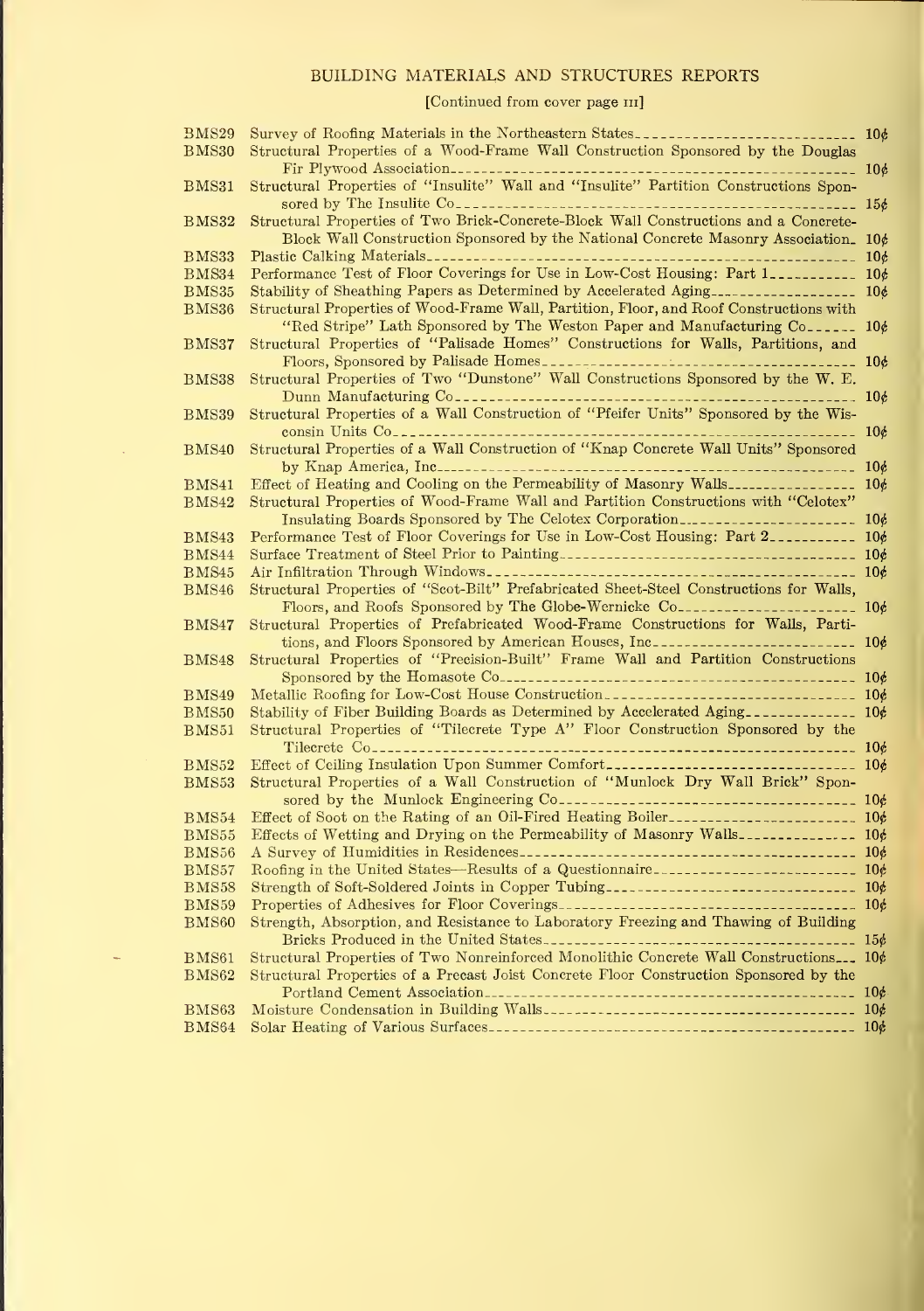# BUILDING MATERIALS AND STRUCTURES REPORTS

[Continued from cover page III]

| | | |
|---|---|---|
| BMS29 | Survey of Roofing Materials in the Northeastern States | 10¢ |
| BMS30 | Structural Properties of a Wood-Frame Wall Construction Sponsored by the Douglas Fir Plywood Association | 10¢ |
| BMS31 | Structural Properties of "Insulite" Wall and "Insulite" Partition Constructions Sponsored by The Insulite Co | 15¢ |
| BMS32 | Structural Properties of Two Brick-Concrete-Block Wall Constructions and a Concrete-Block Wall Construction Sponsored by the National Concrete Masonry Association | 10¢ |
| BMS33 | Plastic Calking Materials | 10¢ |
| BMS34 | Performance Test of Floor Coverings for Use in Low-Cost Housing: Part 1 | 10¢ |
| BMS35 | Stability of Sheathing Papers as Determined by Accelerated Aging | 10¢ |
| BMS36 | Structural Properties of Wood-Frame Wall, Partition, Floor, and Roof Constructions with "Red Stripe" Lath Sponsored by The Weston Paper and Manufacturing Co | 10¢ |
| BMS37 | Structural Properties of "Palisade Homes" Constructions for Walls, Partitions, and Floors, Sponsored by Palisade Homes | 10¢ |
| BMS38 | Structural Properties of Two "Dunstone" Wall Constructions Sponsored by the W. E. Dunn Manufacturing Co | 10¢ |
| BMS39 | Structural Properties of a Wall Construction of "Pfeifer Units" Sponsored by the Wisconsin Units Co | 10¢ |
| BMS40 | Structural Properties of a Wall Construction of "Knap Concrete Wall Units" Sponsored by Knap America, Inc | 10¢ |
| BMS41 | Effect of Heating and Cooling on the Permeability of Masonry Walls | 10¢ |
| BMS42 | Structural Properties of Wood-Frame Wall and Partition Constructions with "Celotex" Insulating Boards Sponsored by The Celotex Corporation | 10¢ |
| BMS43 | Performance Test of Floor Coverings for Use in Low-Cost Housing: Part 2 | 10¢ |
| BMS44 | Surface Treatment of Steel Prior to Painting | 10¢ |
| BMS45 | Air Infiltration Through Windows | 10¢ |
| BMS46 | Structural Properties of "Scot-Bilt" Prefabricated Sheet-Steel Constructions for Walls, Floors, and Roofs Sponsored by The Globe-Wernicke Co | 10¢ |
| BMS47 | Structural Properties of Prefabricated Wood-Frame Constructions for Walls, Partitions, and Floors Sponsored by American Houses, Inc | 10¢ |
| BMS48 | Structural Properties of "Precision-Built" Frame Wall and Partition Constructions Sponsored by the Homasote Co | 10¢ |
| BMS49 | Metallic Roofing for Low-Cost House Construction | 10¢ |
| BMS50 | Stability of Fiber Building Boards as Determined by Accelerated Aging | 10¢ |
| BMS51 | Structural Properties of "Tilecrete Type A" Floor Construction Sponsored by the Tilecrete Co | 10¢ |
| BMS52 | Effect of Ceiling Insulation Upon Summer Comfort | 10¢ |
| BMS53 | Structural Properties of a Wall Construction of "Munlock Dry Wall Brick" Sponsored by the Munlock Engineering Co | 10¢ |
| BMS54 | Effect of Soot on the Rating of an Oil-Fired Heating Boiler | 10¢ |
| BMS55 | Effects of Wetting and Drying on the Permeability of Masonry Walls | 10¢ |
| BMS56 | A Survey of Humidities in Residences | 10¢ |
| BMS57 | Roofing in the United States—Results of a Questionnaire | 10¢ |
| BMS58 | Strength of Soft-Soldered Joints in Copper Tubing | 10¢ |
| BMS59 | Properties of Adhesives for Floor Coverings | 10¢ |
| BMS60 | Strength, Absorption, and Resistance to Laboratory Freezing and Thawing of Building Bricks Produced in the United States | 15¢ |
| BMS61 | Structural Properties of Two Nonreinforced Monolithic Concrete Wall Constructions | 10¢ |
| BMS62 | Structural Properties of a Precast Joist Concrete Floor Construction Sponsored by the Portland Cement Association | 10¢ |
| BMS63 | Moisture Condensation in Building Walls | 10¢ |
| BMS64 | Solar Heating of Various Surfaces | 10¢ |